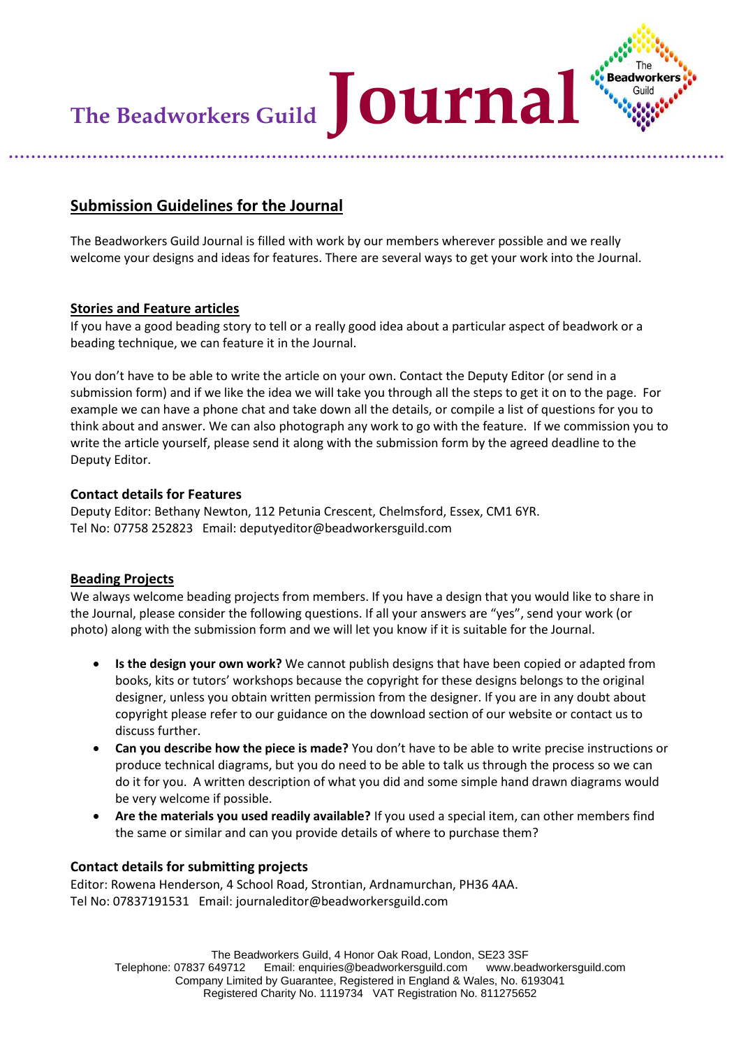# The Beadworkers Guild Journal

## Submission Guidelines for the Journal

The Beadworkers Guild Journal is filled with work by our members wherever possible and we really welcome your designs and ideas for features. There are several ways to get your work into the Journal.

### Stories and Feature articles

If you have a good beading story to tell or a really good idea about a particular aspect of beadwork or a beading technique, we can feature it in the Journal.

You don't have to be able to write the article on your own. Contact the Deputy Editor (or send in a submission form) and if we like the idea we will take you through all the steps to get it on to the page. For example we can have a phone chat and take down all the details, or compile a list of questions for you to think about and answer. We can also photograph any work to go with the feature. If we commission you to write the article yourself, please send it along with the submission form by the agreed deadline to the Deputy Editor.

**Contact details for Features**

Deputy Editor: Bethany Newton, 112 Petunia Crescent, Chelmsford, Essex, CM1 6YR.
Tel No: 07758 252823 Email: deputyeditor@beadworkersguild.com

### Beading Projects

We always welcome beading projects from members. If you have a design that you would like to share in the Journal, please consider the following questions. If all your answers are "yes", send your work (or photo) along with the submission form and we will let you know if it is suitable for the Journal.

- **Is the design your own work?** We cannot publish designs that have been copied or adapted from books, kits or tutors' workshops because the copyright for these designs belongs to the original designer, unless you obtain written permission from the designer. If you are in any doubt about copyright please refer to our guidance on the download section of our website or contact us to discuss further.
- **Can you describe how the piece is made?** You don't have to be able to write precise instructions or produce technical diagrams, but you do need to be able to talk us through the process so we can do it for you. A written description of what you did and some simple hand drawn diagrams would be very welcome if possible.
- **Are the materials you used readily available?** If you used a special item, can other members find the same or similar and can you provide details of where to purchase them?

**Contact details for submitting projects**

Editor: Rowena Henderson, 4 School Road, Strontian, Ardnamurchan, PH36 4AA.
Tel No: 07837191531 Email: journaleditor@beadworkersguild.com

The Beadworkers Guild, 4 Honor Oak Road, London, SE23 3SF
Telephone: 07837 649712 Email: enquiries@beadworkersguild.com www.beadworkersguild.com
Company Limited by Guarantee, Registered in England & Wales, No. 6193041
Registered Charity No. 1119734 VAT Registration No. 811275652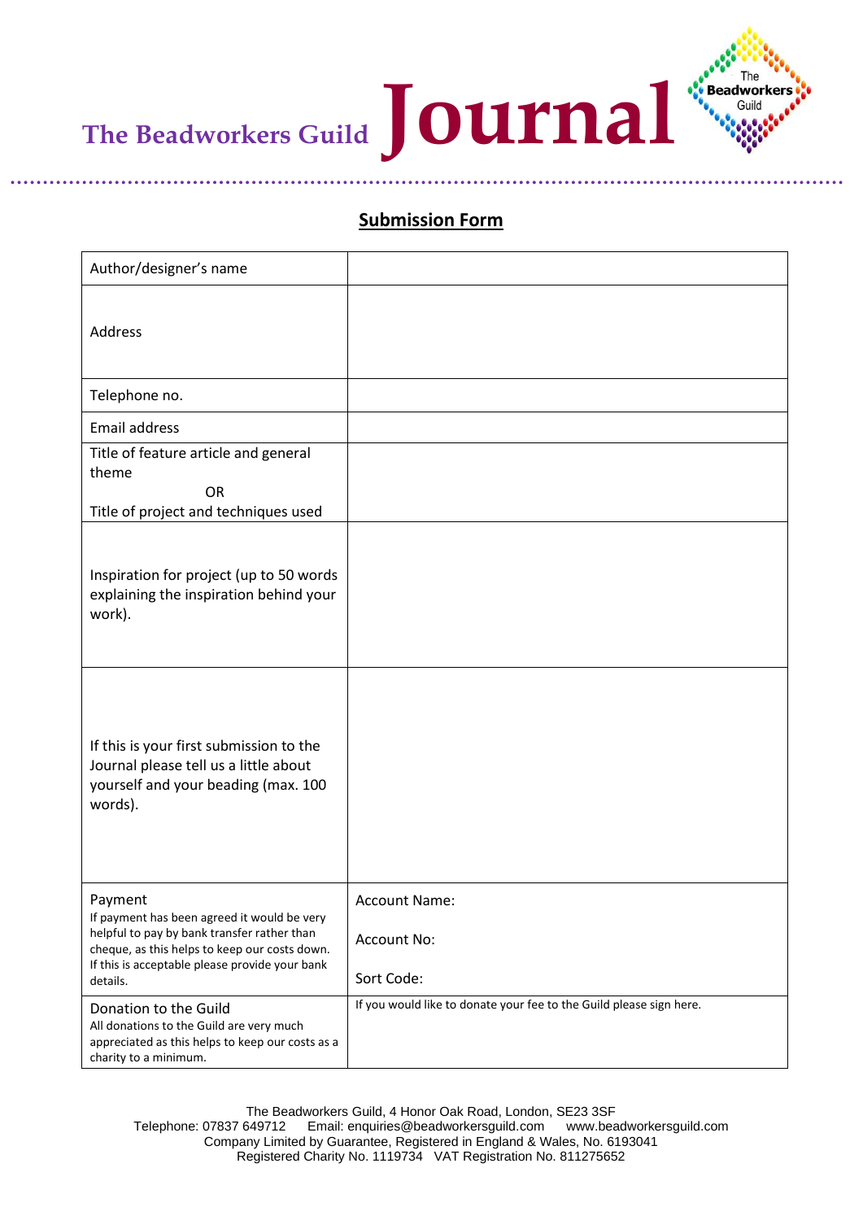# The Beadworkers Guild Journal

## Submission Form

| | |
|---|---|
| Author/designer's name | |
| Address | |
| Telephone no. | |
| Email address | |
| Title of feature article and general theme<br>OR<br>Title of project and techniques used | |
| Inspiration for project (up to 50 words explaining the inspiration behind your work). | |
| If this is your first submission to the Journal please tell us a little about yourself and your beading (max. 100 words). | |
| Payment<br>If payment has been agreed it would be very helpful to pay by bank transfer rather than cheque, as this helps to keep our costs down. If this is acceptable please provide your bank details. | Account Name:<br><br>Account No:<br><br>Sort Code: |
| Donation to the Guild<br>All donations to the Guild are very much appreciated as this helps to keep our costs as a charity to a minimum. | If you would like to donate your fee to the Guild please sign here. |

The Beadworkers Guild, 4 Honor Oak Road, London, SE23 3SF
Telephone: 07837 649712 Email: enquiries@beadworkersguild.com www.beadworkersguild.com
Company Limited by Guarantee, Registered in England & Wales, No. 6193041
Registered Charity No. 1119734 VAT Registration No. 811275652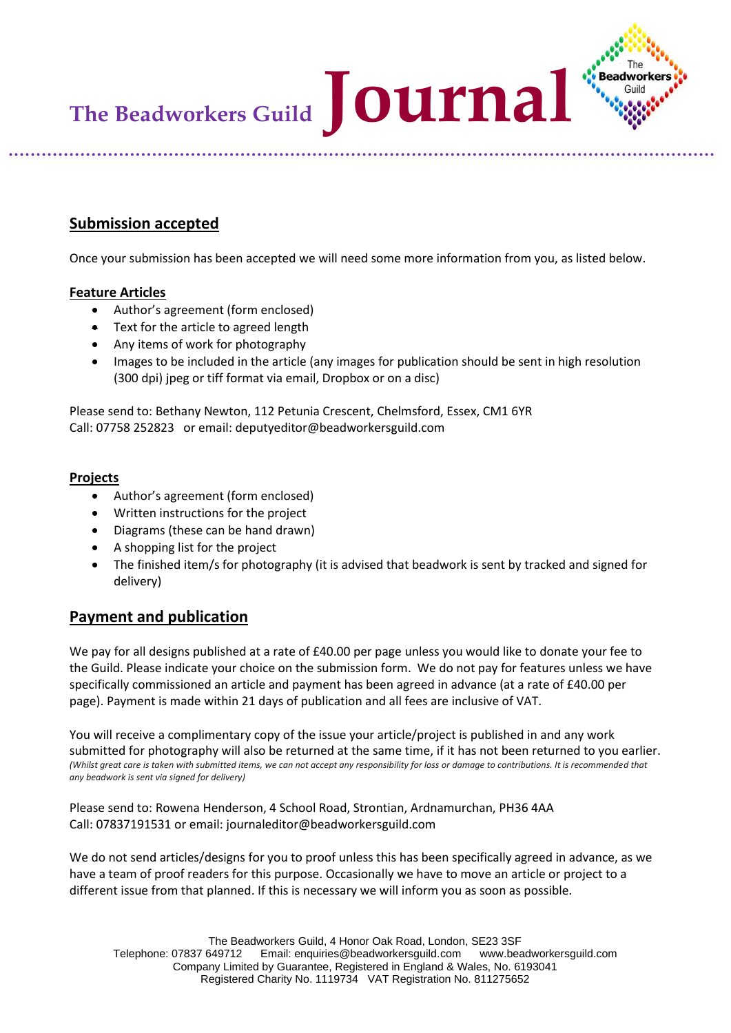# The Beadworkers Guild Journal

## Submission accepted

Once your submission has been accepted we will need some more information from you, as listed below.

### Feature Articles

- Author's agreement (form enclosed)
- Text for the article to agreed length
- Any items of work for photography
- Images to be included in the article (any images for publication should be sent in high resolution (300 dpi) jpeg or tiff format via email, Dropbox or on a disc)

Please send to: Bethany Newton, 112 Petunia Crescent, Chelmsford, Essex, CM1 6YR
Call: 07758 252823 or email: deputyeditor@beadworkersguild.com

### Projects

- Author's agreement (form enclosed)
- Written instructions for the project
- Diagrams (these can be hand drawn)
- A shopping list for the project
- The finished item/s for photography (it is advised that beadwork is sent by tracked and signed for delivery)

## Payment and publication

We pay for all designs published at a rate of £40.00 per page unless you would like to donate your fee to the Guild. Please indicate your choice on the submission form. We do not pay for features unless we have specifically commissioned an article and payment has been agreed in advance (at a rate of £40.00 per page). Payment is made within 21 days of publication and all fees are inclusive of VAT.

You will receive a complimentary copy of the issue your article/project is published in and any work submitted for photography will also be returned at the same time, if it has not been returned to you earlier.
*(Whilst great care is taken with submitted items, we can not accept any responsibility for loss or damage to contributions. It is recommended that any beadwork is sent via signed for delivery)*

Please send to: Rowena Henderson, 4 School Road, Strontian, Ardnamurchan, PH36 4AA
Call: 07837191531 or email: journaleditor@beadworkersguild.com

We do not send articles/designs for you to proof unless this has been specifically agreed in advance, as we have a team of proof readers for this purpose. Occasionally we have to move an article or project to a different issue from that planned. If this is necessary we will inform you as soon as possible.

The Beadworkers Guild, 4 Honor Oak Road, London, SE23 3SF
Telephone: 07837 649712 Email: enquiries@beadworkersguild.com www.beadworkersguild.com
Company Limited by Guarantee, Registered in England & Wales, No. 6193041
Registered Charity No. 1119734 VAT Registration No. 811275652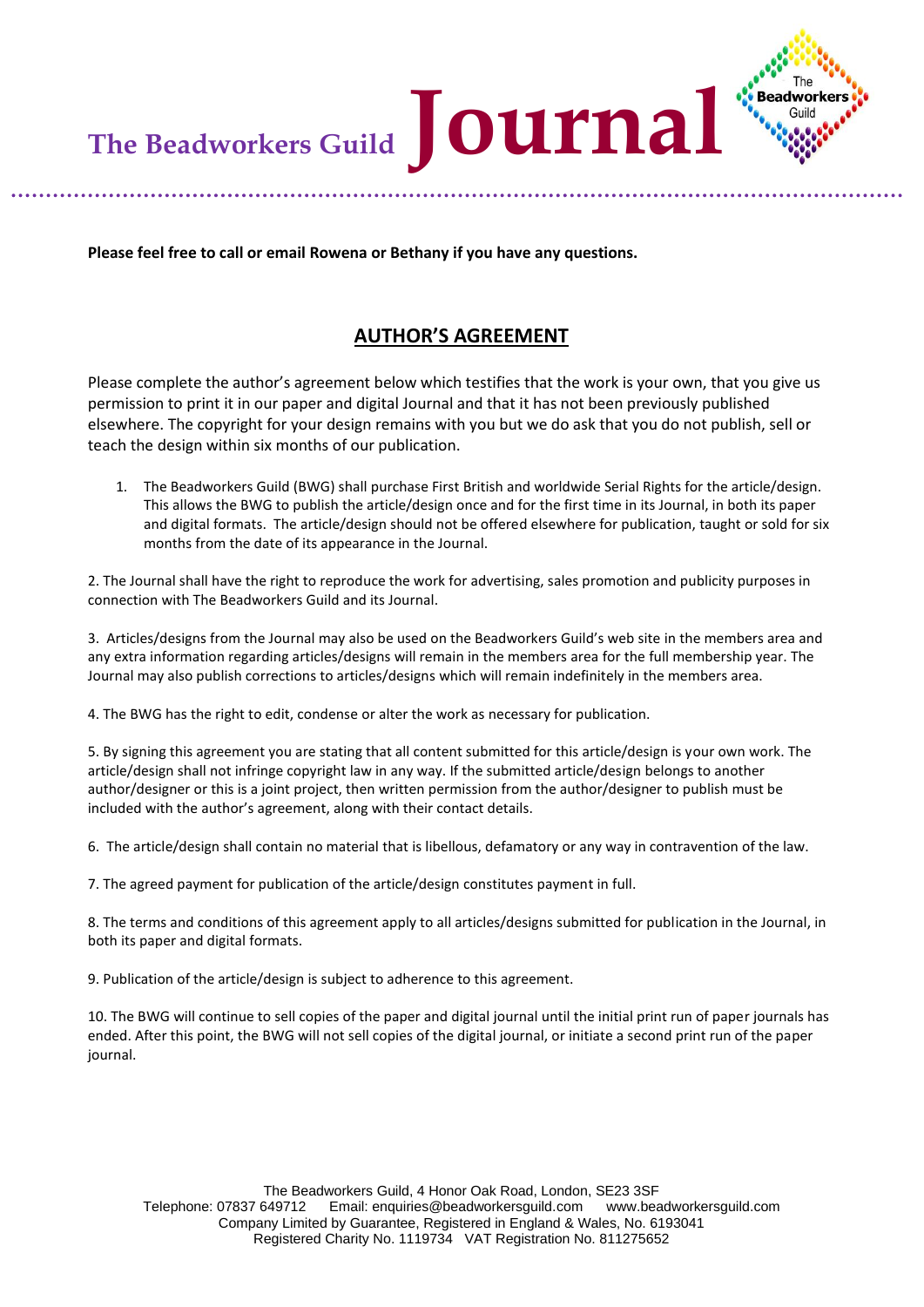**Please feel free to call or email Rowena or Bethany if you have any questions.**

## AUTHOR'S AGREEMENT

Please complete the author's agreement below which testifies that the work is your own, that you give us permission to print it in our paper and digital Journal and that it has not been previously published elsewhere. The copyright for your design remains with you but we do ask that you do not publish, sell or teach the design within six months of our publication.

1. The Beadworkers Guild (BWG) shall purchase First British and worldwide Serial Rights for the article/design. This allows the BWG to publish the article/design once and for the first time in its Journal, in both its paper and digital formats. The article/design should not be offered elsewhere for publication, taught or sold for six months from the date of its appearance in the Journal.

2. The Journal shall have the right to reproduce the work for advertising, sales promotion and publicity purposes in connection with The Beadworkers Guild and its Journal.

3. Articles/designs from the Journal may also be used on the Beadworkers Guild's web site in the members area and any extra information regarding articles/designs will remain in the members area for the full membership year. The Journal may also publish corrections to articles/designs which will remain indefinitely in the members area.

4. The BWG has the right to edit, condense or alter the work as necessary for publication.

5. By signing this agreement you are stating that all content submitted for this article/design is your own work. The article/design shall not infringe copyright law in any way. If the submitted article/design belongs to another author/designer or this is a joint project, then written permission from the author/designer to publish must be included with the author's agreement, along with their contact details.

6. The article/design shall contain no material that is libellous, defamatory or any way in contravention of the law.

7. The agreed payment for publication of the article/design constitutes payment in full.

8. The terms and conditions of this agreement apply to all articles/designs submitted for publication in the Journal, in both its paper and digital formats.

9. Publication of the article/design is subject to adherence to this agreement.

10. The BWG will continue to sell copies of the paper and digital journal until the initial print run of paper journals has ended. After this point, the BWG will not sell copies of the digital journal, or initiate a second print run of the paper journal.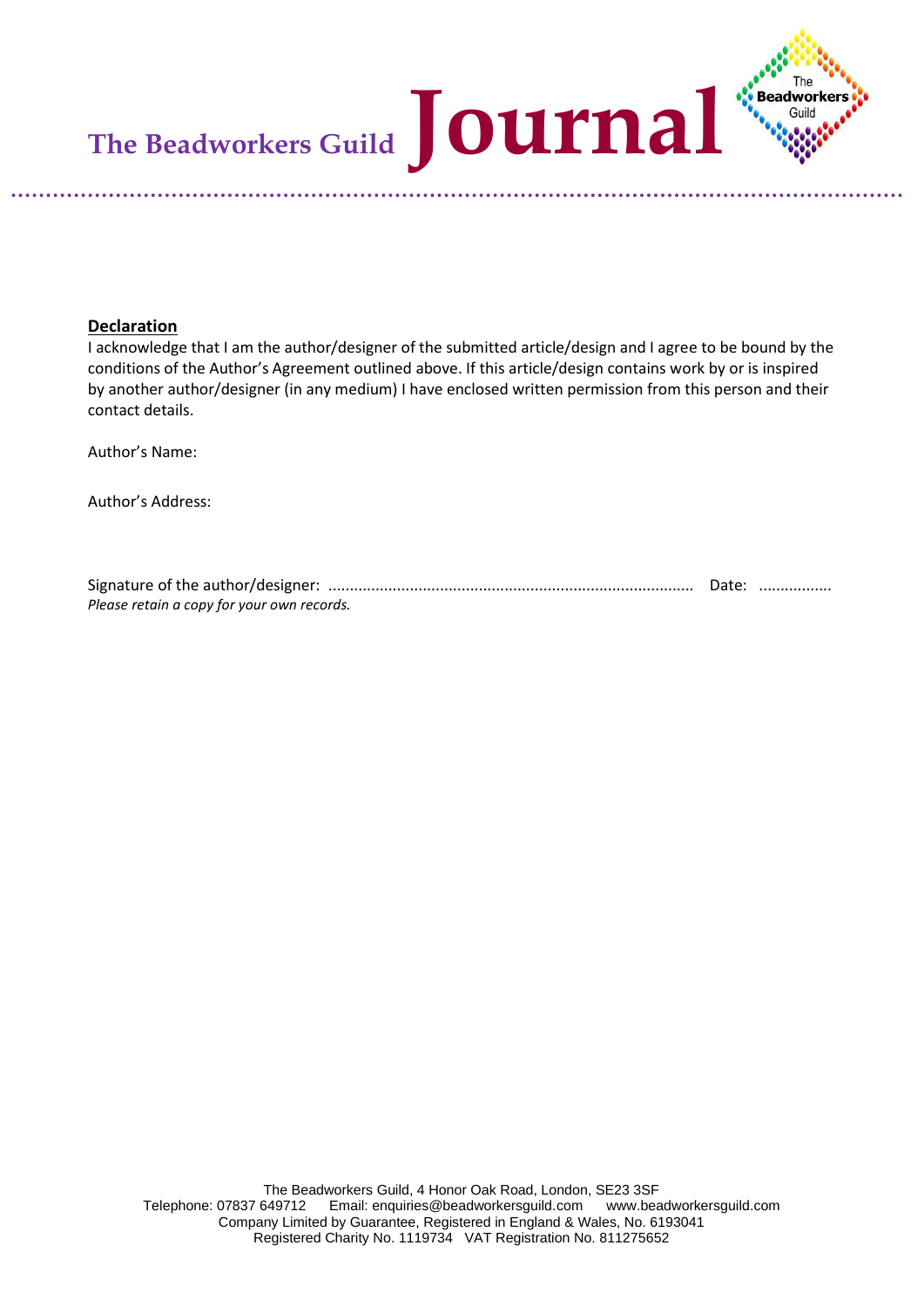**Declaration**

I acknowledge that I am the author/designer of the submitted article/design and I agree to be bound by the conditions of the Author's Agreement outlined above. If this article/design contains work by or is inspired by another author/designer (in any medium) I have enclosed written permission from this person and their contact details.

Author's Name:

Author's Address:

Signature of the author/designer: .................................................................................... Date: .................

*Please retain a copy for your own records.*